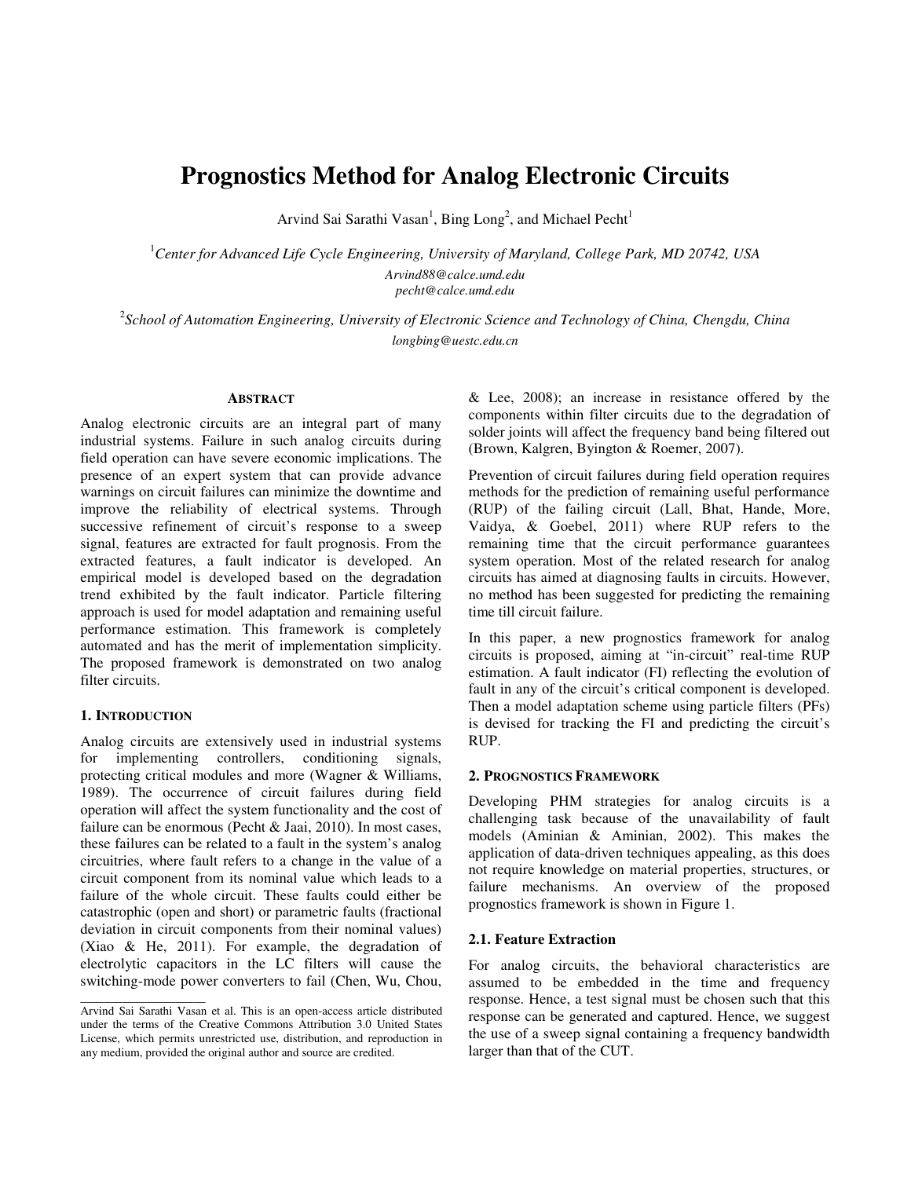# Prognostics Method for Analog Electronic Circuits

Arvind Sai Sarathi Vasan[1], Bing Long[2], and Michael Pecht[1]

[1]*Center for Advanced Life Cycle Engineering, University of Maryland, College Park, MD 20742, USA*

*Arvind88@calce.umd.edu*
*pecht@calce.umd.edu*

[2]*School of Automation Engineering, University of Electronic Science and Technology of China, Chengdu, China*

*longbing@uestc.edu.cn*

## Abstract

Analog electronic circuits are an integral part of many industrial systems. Failure in such analog circuits during field operation can have severe economic implications. The presence of an expert system that can provide advance warnings on circuit failures can minimize the downtime and improve the reliability of electrical systems. Through successive refinement of circuit's response to a sweep signal, features are extracted for fault prognosis. From the extracted features, a fault indicator is developed. An empirical model is developed based on the degradation trend exhibited by the fault indicator. Particle filtering approach is used for model adaptation and remaining useful performance estimation. This framework is completely automated and has the merit of implementation simplicity. The proposed framework is demonstrated on two analog filter circuits.

## 1. Introduction

Analog circuits are extensively used in industrial systems for implementing controllers, conditioning signals, protecting critical modules and more (Wagner & Williams, 1989). The occurrence of circuit failures during field operation will affect the system functionality and the cost of failure can be enormous (Pecht & Jaai, 2010). In most cases, these failures can be related to a fault in the system's analog circuitries, where fault refers to a change in the value of a circuit component from its nominal value which leads to a failure of the whole circuit. These faults could either be catastrophic (open and short) or parametric faults (fractional deviation in circuit components from their nominal values) (Xiao & He, 2011). For example, the degradation of electrolytic capacitors in the LC filters will cause the switching-mode power converters to fail (Chen, Wu, Chou, & Lee, 2008); an increase in resistance offered by the components within filter circuits due to the degradation of solder joints will affect the frequency band being filtered out (Brown, Kalgren, Byington & Roemer, 2007).

Prevention of circuit failures during field operation requires methods for the prediction of remaining useful performance (RUP) of the failing circuit (Lall, Bhat, Hande, More, Vaidya, & Goebel, 2011) where RUP refers to the remaining time that the circuit performance guarantees system operation. Most of the related research for analog circuits has aimed at diagnosing faults in circuits. However, no method has been suggested for predicting the remaining time till circuit failure.

In this paper, a new prognostics framework for analog circuits is proposed, aiming at "in-circuit" real-time RUP estimation. A fault indicator (FI) reflecting the evolution of fault in any of the circuit's critical component is developed. Then a model adaptation scheme using particle filters (PFs) is devised for tracking the FI and predicting the circuit's RUP.

## 2. Prognostics Framework

Developing PHM strategies for analog circuits is a challenging task because of the unavailability of fault models (Aminian & Aminian, 2002). This makes the application of data-driven techniques appealing, as this does not require knowledge on material properties, structures, or failure mechanisms. An overview of the proposed prognostics framework is shown in Figure 1.

### 2.1. Feature Extraction

For analog circuits, the behavioral characteristics are assumed to be embedded in the time and frequency response. Hence, a test signal must be chosen such that this response can be generated and captured. Hence, we suggest the use of a sweep signal containing a frequency bandwidth larger than that of the CUT.

---

Arvind Sai Sarathi Vasan et al. This is an open-access article distributed under the terms of the Creative Commons Attribution 3.0 United States License, which permits unrestricted use, distribution, and reproduction in any medium, provided the original author and source are credited.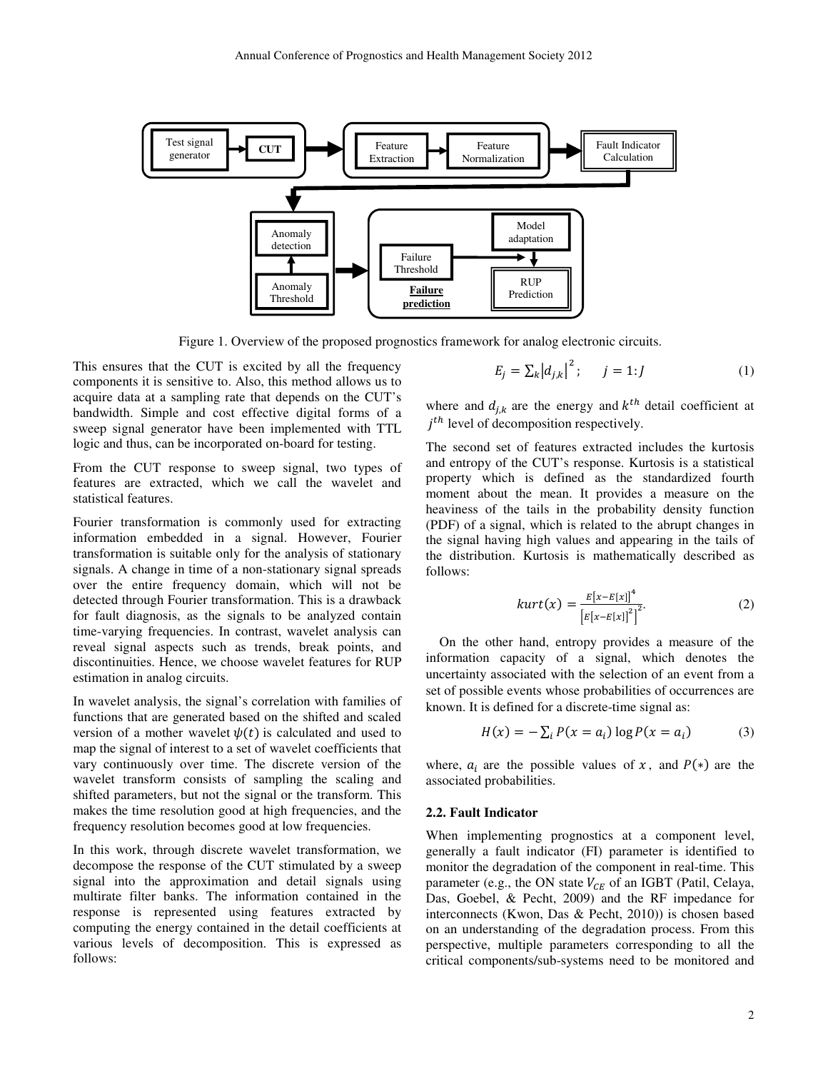Figure 1. Overview of the proposed prognostics framework for analog electronic circuits.

This ensures that the CUT is excited by all the frequency components it is sensitive to. Also, this method allows us to acquire data at a sampling rate that depends on the CUT's bandwidth. Simple and cost effective digital forms of a sweep signal generator have been implemented with TTL logic and thus, can be incorporated on-board for testing.

From the CUT response to sweep signal, two types of features are extracted, which we call the wavelet and statistical features.

Fourier transformation is commonly used for extracting information embedded in a signal. However, Fourier transformation is suitable only for the analysis of stationary signals. A change in time of a non-stationary signal spreads over the entire frequency domain, which will not be detected through Fourier transformation. This is a drawback for fault diagnosis, as the signals to be analyzed contain time-varying frequencies. In contrast, wavelet analysis can reveal signal aspects such as trends, break points, and discontinuities. Hence, we choose wavelet features for RUP estimation in analog circuits.

In wavelet analysis, the signal's correlation with families of functions that are generated based on the shifted and scaled version of a mother wavelet $\psi(t)$ is calculated and used to map the signal of interest to a set of wavelet coefficients that vary continuously over time. The discrete version of the wavelet transform consists of sampling the scaling and shifted parameters, but not the signal or the transform. This makes the time resolution good at high frequencies, and the frequency resolution becomes good at low frequencies.

In this work, through discrete wavelet transformation, we decompose the response of the CUT stimulated by a sweep signal into the approximation and detail signals using multirate filter banks. The information contained in the response is represented using features extracted by computing the energy contained in the detail coefficients at various levels of decomposition. This is expressed as follows:

$$E_j = \sum_k \left|d_{j,k}\right|^2; \quad j = 1\text{:}J \tag{1}$$

where and $d_{j,k}$ are the energy and $k^{th}$ detail coefficient at $j^{th}$ level of decomposition respectively.

The second set of features extracted includes the kurtosis and entropy of the CUT's response. Kurtosis is a statistical property which is defined as the standardized fourth moment about the mean. It provides a measure on the heaviness of the tails in the probability density function (PDF) of a signal, which is related to the abrupt changes in the signal having high values and appearing in the tails of the distribution. Kurtosis is mathematically described as follows:

$$kurt(x) = \frac{E\left[x - E[x]\right]^4}{\left[E\left[x - E[x]\right]^2\right]^2}. \tag{2}$$

On the other hand, entropy provides a measure of the information capacity of a signal, which denotes the uncertainty associated with the selection of an event from a set of possible events whose probabilities of occurrences are known. It is defined for a discrete-time signal as:

$$H(x) = -\sum_i P(x = a_i) \log P(x = a_i) \tag{3}$$

where, $a_i$ are the possible values of $x$, and $P(*)$ are the associated probabilities.

### 2.2. Fault Indicator

When implementing prognostics at a component level, generally a fault indicator (FI) parameter is identified to monitor the degradation of the component in real-time. This parameter (e.g., the ON state $V_{CE}$ of an IGBT (Patil, Celaya, Das, Goebel, & Pecht, 2009) and the RF impedance for interconnects (Kwon, Das & Pecht, 2010)) is chosen based on an understanding of the degradation process. From this perspective, multiple parameters corresponding to all the critical components/sub-systems need to be monitored and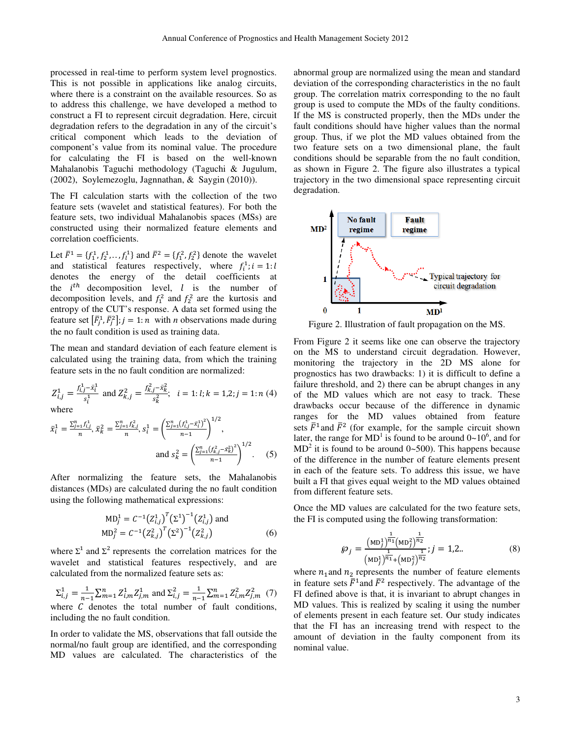processed in real-time to perform system level prognostics. This is not possible in applications like analog circuits, where there is a constraint on the available resources. So as to address this challenge, we have developed a method to construct a FI to represent circuit degradation. Here, circuit degradation refers to the degradation in any of the circuit's critical component which leads to the deviation of component's value from its nominal value. The procedure for calculating the FI is based on the well-known Mahalanobis Taguchi methodology (Taguchi & Jugulum, (2002), Soylemezoglu, Jagnnathan, & Saygin (2010)).

The FI calculation starts with the collection of the two feature sets (wavelet and statistical features). For both the feature sets, two individual Mahalanobis spaces (MSs) are constructed using their normalized feature elements and correlation coefficients.

Let $\bar{F}^1 = \{f_1^1, f_2^1, \ldots, f_l^1\}$ and $\bar{F}^2 = \{f_1^2, f_2^2\}$ denote the wavelet and statistical features respectively, where $f_i^1; i = 1{:}l$ denotes the energy of the detail coefficients at the $i^{th}$ decomposition level, $l$ is the number of decomposition levels, and $f_1^2$ and $f_2^2$ are the kurtosis and entropy of the CUT's response. A data set formed using the feature set $[\bar{F}_j^1, \bar{F}_j^2]; j = 1{:}n$ with $n$ observations made during the no fault condition is used as training data.

The mean and standard deviation of each feature element is calculated using the training data, from which the training feature sets in the no fault condition are normalized:

$$Z_{i,j}^1 = \frac{f_{i,j}^1 - \bar{x}_i^1}{s_i^1} \text{ and } Z_{k,j}^2 = \frac{f_{k,j}^2 - \bar{x}_k^2}{s_k^2}; \quad i = 1{:}l; k = 1,2; j = 1{:}n \quad (4)$$

where

$$\bar{x}_i^1 = \frac{\sum_{j=1}^n f_{i,j}^1}{n}, \bar{x}_k^2 = \frac{\sum_{j=1}^n f_{k,j}^2}{n}, s_i^1 = \left(\frac{\sum_{j=1}^n \left(f_{i,j}^1 - \bar{x}_i^1\right)^2}{n-1}\right)^{1/2},$$

$$\text{and } s_k^2 = \left(\frac{\sum_{j=1}^n \left(f_{k,j}^2 - \bar{x}_k^2\right)^2}{n-1}\right)^{1/2}. \quad (5)$$

After normalizing the feature sets, the Mahalanobis distances (MDs) are calculated during the no fault condition using the following mathematical expressions:

$$\text{MD}_j^1 = C^{-1}\left(Z_{i,j}^1\right)^T \left(\Sigma^1\right)^{-1} \left(Z_{i,j}^1\right) \text{ and}$$
$$\text{MD}_j^2 = C^{-1}\left(Z_{k,j}^2\right)^T \left(\Sigma^2\right)^{-1} \left(Z_{k,j}^2\right) \quad (6)$$

where $\Sigma^1$ and $\Sigma^2$ represents the correlation matrices for the wavelet and statistical features respectively, and are calculated from the normalized feature sets as:

$$\Sigma_{i,j}^1 = \frac{1}{n-1} \sum_{m=1}^n Z_{i,m}^1 Z_{j,m}^1 \text{ and } \Sigma_{i,j}^2 = \frac{1}{n-1} \sum_{m=1}^n Z_{i,m}^2 Z_{j,m}^2 \quad (7)$$

where $C$ denotes the total number of fault conditions, including the no fault condition.

In order to validate the MS, observations that fall outside the normal/no fault group are identified, and the corresponding MD values are calculated. The characteristics of the abnormal group are normalized using the mean and standard deviation of the corresponding characteristics in the no fault group. The correlation matrix corresponding to the no fault group is used to compute the MDs of the faulty conditions. If the MS is constructed properly, then the MDs under the fault conditions should have higher values than the normal group. Thus, if we plot the MD values obtained from the two feature sets on a two dimensional plane, the fault conditions should be separable from the no fault condition, as shown in Figure 2. The figure also illustrates a typical trajectory in the two dimensional space representing circuit degradation.

Figure 2. Illustration of fault propagation on the MS.

From Figure 2 it seems like one can observe the trajectory on the MS to understand circuit degradation. However, monitoring the trajectory in the 2D MS alone for prognostics has two drawbacks: 1) it is difficult to define a failure threshold, and 2) there can be abrupt changes in any of the MD values which are not easy to track. These drawbacks occur because of the difference in dynamic ranges for the MD values obtained from feature sets $\bar{F}^1$ and $\bar{F}^2$ (for example, for the sample circuit shown later, the range for $\text{MD}^1$ is found to be around $0 \sim 10^6$, and for $\text{MD}^2$ it is found to be around 0~500). This happens because of the difference in the number of feature elements present in each of the feature sets. To address this issue, we have built a FI that gives equal weight to the MD values obtained from different feature sets.

Once the MD values are calculated for the two feature sets, the FI is computed using the following transformation:

$$\wp_j = \frac{\left(\text{MD}_j^1\right)^{\frac{1}{n_1}} \left(\text{MD}_j^2\right)^{\frac{1}{n_2}}}{\left(\text{MD}_j^1\right)^{\frac{1}{n_1}} + \left(\text{MD}_j^2\right)^{\frac{1}{n_2}}}; j = 1,2.. \quad (8)$$

where $n_1$ and $n_2$ represents the number of feature elements in feature sets $\bar{F}^1$ and $\bar{F}^2$ respectively. The advantage of the FI defined above is that, it is invariant to abrupt changes in MD values. This is realized by scaling it using the number of elements present in each feature set. Our study indicates that the FI has an increasing trend with respect to the amount of deviation in the faulty component from its nominal value.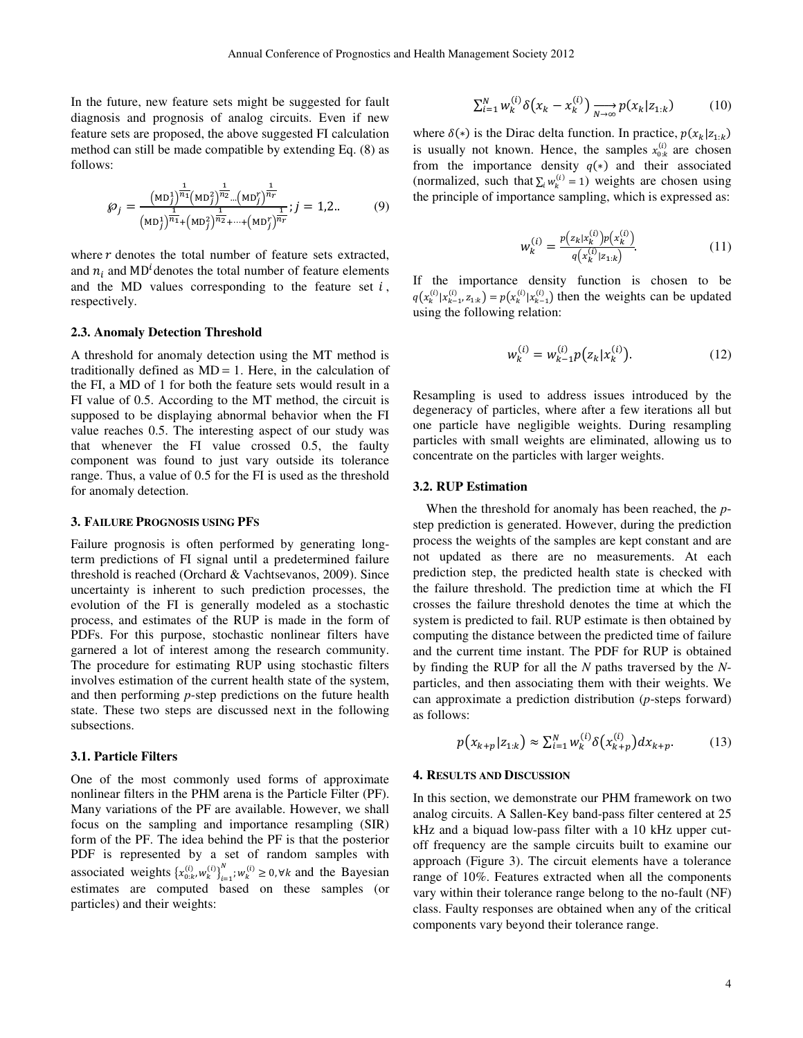In the future, new feature sets might be suggested for fault diagnosis and prognosis of analog circuits. Even if new feature sets are proposed, the above suggested FI calculation method can still be made compatible by extending Eq. (8) as follows:

$$\wp_j = \frac{\left(\mathrm{MD}_j^1\right)^{\frac{1}{n_1}}\left(\mathrm{MD}_j^2\right)^{\frac{1}{n_2}}\ldots\left(\mathrm{MD}_j^r\right)^{\frac{1}{n_r}}}{\left(\mathrm{MD}_j^1\right)^{\frac{1}{n_1}}+\left(\mathrm{MD}_j^2\right)^{\frac{1}{n_2}}+\cdots+\left(\mathrm{MD}_j^r\right)^{\frac{1}{n_r}}}; j = 1,2.. \quad (9)$$

where $r$ denotes the total number of feature sets extracted, and $n_i$ and $\mathrm{MD}^i$ denotes the total number of feature elements and the MD values corresponding to the feature set $i$, respectively.

### 2.3. Anomaly Detection Threshold

A threshold for anomaly detection using the MT method is traditionally defined as MD = 1. Here, in the calculation of the FI, a MD of 1 for both the feature sets would result in a FI value of 0.5. According to the MT method, the circuit is supposed to be displaying abnormal behavior when the FI value reaches 0.5. The interesting aspect of our study was that whenever the FI value crossed 0.5, the faulty component was found to just vary outside its tolerance range. Thus, a value of 0.5 for the FI is used as the threshold for anomaly detection.

## 3. FAILURE PROGNOSIS USING PFS

Failure prognosis is often performed by generating long-term predictions of FI signal until a predetermined failure threshold is reached (Orchard & Vachtsevanos, 2009). Since uncertainty is inherent to such prediction processes, the evolution of the FI is generally modeled as a stochastic process, and estimates of the RUP is made in the form of PDFs. For this purpose, stochastic nonlinear filters have garnered a lot of interest among the research community. The procedure for estimating RUP using stochastic filters involves estimation of the current health state of the system, and then performing *p*-step predictions on the future health state. These two steps are discussed next in the following subsections.

### 3.1. Particle Filters

One of the most commonly used forms of approximate nonlinear filters in the PHM arena is the Particle Filter (PF). Many variations of the PF are available. However, we shall focus on the sampling and importance resampling (SIR) form of the PF. The idea behind the PF is that the posterior PDF is represented by a set of random samples with associated weights $\{x_{0:k}^{(i)}, w_k^{(i)}\}_{i=1}^{N}; w_k^{(i)} \geq 0, \forall k$ and the Bayesian estimates are computed based on these samples (or particles) and their weights:

$$\sum_{i=1}^{N} w_k^{(i)} \delta\left(x_k - x_k^{(i)}\right) \xrightarrow[N\to\infty]{} p(x_k|z_{1:k}) \quad (10)$$

where $\delta(*)$ is the Dirac delta function. In practice, $p(x_k|z_{1:k})$ is usually not known. Hence, the samples $x_{0:k}^{(i)}$ are chosen from the importance density $q(*)$ and their associated (normalized, such that $\sum_i w_k^{(i)} = 1$) weights are chosen using the principle of importance sampling, which is expressed as:

$$w_k^{(i)} = \frac{p\left(z_k|x_k^{(i)}\right)p\left(x_k^{(i)}\right)}{q\left(x_k^{(i)}|z_{1:k}\right)}. \quad (11)$$

If the importance density function is chosen to be $q(x_k^{(i)}|x_{k-1}^{(i)}, z_{1:k}) = p(x_k^{(i)}|x_{k-1}^{(i)})$ then the weights can be updated using the following relation:

$$w_k^{(i)} = w_{k-1}^{(i)} p\left(z_k|x_k^{(i)}\right). \quad (12)$$

Resampling is used to address issues introduced by the degeneracy of particles, where after a few iterations all but one particle have negligible weights. During resampling particles with small weights are eliminated, allowing us to concentrate on the particles with larger weights.

### 3.2. RUP Estimation

When the threshold for anomaly has been reached, the *p*-step prediction is generated. However, during the prediction process the weights of the samples are kept constant and are not updated as there are no measurements. At each prediction step, the predicted health state is checked with the failure threshold. The prediction time at which the FI crosses the failure threshold denotes the time at which the system is predicted to fail. RUP estimate is then obtained by computing the distance between the predicted time of failure and the current time instant. The PDF for RUP is obtained by finding the RUP for all the *N* paths traversed by the *N*-particles, and then associating them with their weights. We can approximate a prediction distribution (*p*-steps forward) as follows:

$$p\left(x_{k+p}|z_{1:k}\right) \approx \sum_{i=1}^{N} w_k^{(i)} \delta\left(x_{k+p}^{(i)}\right) dx_{k+p}. \quad (13)$$

## 4. RESULTS AND DISCUSSION

In this section, we demonstrate our PHM framework on two analog circuits. A Sallen-Key band-pass filter centered at 25 kHz and a biquad low-pass filter with a 10 kHz upper cut-off frequency are the sample circuits built to examine our approach (Figure 3). The circuit elements have a tolerance range of 10%. Features extracted when all the components vary within their tolerance range belong to the no-fault (NF) class. Faulty responses are obtained when any of the critical components vary beyond their tolerance range.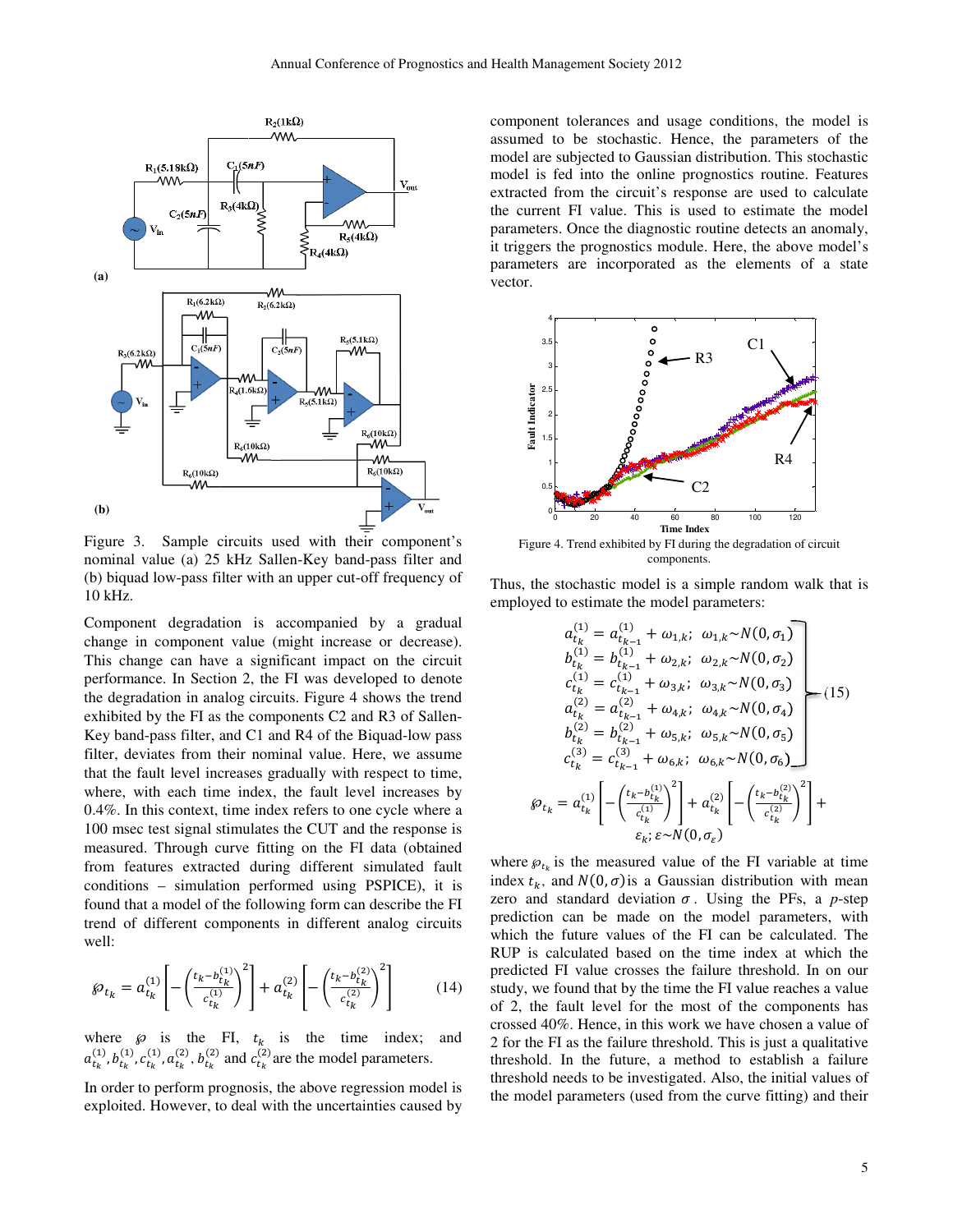Figure 3. Sample circuits used with their component's nominal value (a) 25 kHz Sallen-Key band-pass filter and (b) biquad low-pass filter with an upper cut-off frequency of 10 kHz.

Component degradation is accompanied by a gradual change in component value (might increase or decrease). This change can have a significant impact on the circuit performance. In Section 2, the FI was developed to denote the degradation in analog circuits. Figure 4 shows the trend exhibited by the FI as the components C2 and R3 of Sallen-Key band-pass filter, and C1 and R4 of the Biquad-low pass filter, deviates from their nominal value. Here, we assume that the fault level increases gradually with respect to time, where, with each time index, the fault level increases by 0.4%. In this context, time index refers to one cycle where a 100 msec test signal stimulates the CUT and the response is measured. Through curve fitting on the FI data (obtained from features extracted during different simulated fault conditions – simulation performed using PSPICE), it is found that a model of the following form can describe the FI trend of different components in different analog circuits well:

$$\wp_{t_k} = a_{t_k}^{(1)}\left[-\left(\frac{t_k - b_{t_k}^{(1)}}{c_{t_k}^{(1)}}\right)^2\right] + a_{t_k}^{(2)}\left[-\left(\frac{t_k - b_{t_k}^{(2)}}{c_{t_k}^{(2)}}\right)^2\right] \qquad (14)$$

where $\wp$ is the FI, $t_k$ is the time index; and $a_{t_k}^{(1)}, b_{t_k}^{(1)}, c_{t_k}^{(1)}, a_{t_k}^{(2)}, b_{t_k}^{(2)}$ and $c_{t_k}^{(2)}$ are the model parameters.

In order to perform prognosis, the above regression model is exploited. However, to deal with the uncertainties caused by component tolerances and usage conditions, the model is assumed to be stochastic. Hence, the parameters of the model are subjected to Gaussian distribution. This stochastic model is fed into the online prognostics routine. Features extracted from the circuit's response are used to calculate the current FI value. This is used to estimate the model parameters. Once the diagnostic routine detects an anomaly, it triggers the prognostics module. Here, the above model's parameters are incorporated as the elements of a state vector.

Figure 4. Trend exhibited by FI during the degradation of circuit components.

Thus, the stochastic model is a simple random walk that is employed to estimate the model parameters:

$$\left.\begin{aligned}
a_{t_k}^{(1)} &= a_{t_{k-1}}^{(1)} + \omega_{1,k};\ \ \omega_{1,k} \sim N(0, \sigma_1) \\
b_{t_k}^{(1)} &= b_{t_{k-1}}^{(1)} + \omega_{2,k};\ \ \omega_{2,k} \sim N(0, \sigma_2) \\
c_{t_k}^{(1)} &= c_{t_{k-1}}^{(1)} + \omega_{3,k};\ \ \omega_{3,k} \sim N(0, \sigma_3) \\
a_{t_k}^{(2)} &= a_{t_{k-1}}^{(2)} + \omega_{4,k};\ \ \omega_{4,k} \sim N(0, \sigma_4) \\
b_{t_k}^{(2)} &= b_{t_{k-1}}^{(2)} + \omega_{5,k};\ \ \omega_{5,k} \sim N(0, \sigma_5) \\
c_{t_k}^{(3)} &= c_{t_{k-1}}^{(3)} + \omega_{6,k};\ \ \omega_{6,k} \sim N(0, \sigma_6)
\end{aligned}\right\} \qquad (15)$$

$$\wp_{t_k} = a_{t_k}^{(1)}\left[-\left(\frac{t_k - b_{t_k}^{(1)}}{c_{t_k}^{(1)}}\right)^2\right] + a_{t_k}^{(2)}\left[-\left(\frac{t_k - b_{t_k}^{(2)}}{c_{t_k}^{(2)}}\right)^2\right] + \varepsilon_k;\ \varepsilon \sim N(0, \sigma_\varepsilon)$$

where $\wp_{t_k}$ is the measured value of the FI variable at time index $t_k$, and $N(0, \sigma)$ is a Gaussian distribution with mean zero and standard deviation $\sigma$. Using the PFs, a *p*-step prediction can be made on the model parameters, with which the future values of the FI can be calculated. The RUP is calculated based on the time index at which the predicted FI value crosses the failure threshold. In on our study, we found that by the time the FI value reaches a value of 2, the fault level for the most of the components has crossed 40%. Hence, in this work we have chosen a value of 2 for the FI as the failure threshold. This is just a qualitative threshold. In the future, a method to establish a failure threshold needs to be investigated. Also, the initial values of the model parameters (used from the curve fitting) and their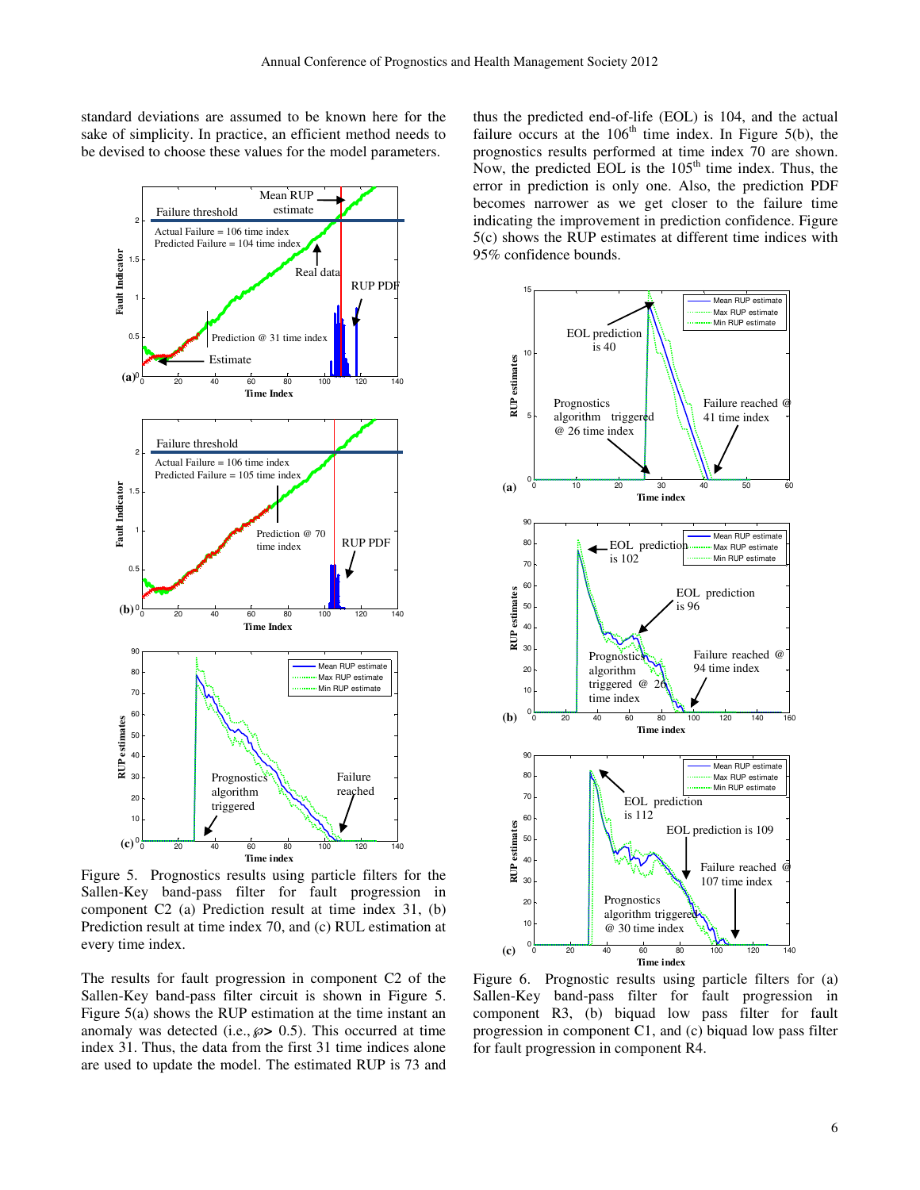standard deviations are assumed to be known here for the sake of simplicity. In practice, an efficient method needs to be devised to choose these values for the model parameters.

Figure 5. Prognostics results using particle filters for the Sallen-Key band-pass filter for fault progression in component C2 (a) Prediction result at time index 31, (b) Prediction result at time index 70, and (c) RUL estimation at every time index.

The results for fault progression in component C2 of the Sallen-Key band-pass filter circuit is shown in Figure 5. Figure 5(a) shows the RUP estimation at the time instant an anomaly was detected (i.e., $\wp > 0.5$). This occurred at time index 31. Thus, the data from the first 31 time indices alone are used to update the model. The estimated RUP is 73 and thus the predicted end-of-life (EOL) is 104, and the actual failure occurs at the 106[th] time index. In Figure 5(b), the prognostics results performed at time index 70 are shown. Now, the predicted EOL is the 105[th] time index. Thus, the error in prediction is only one. Also, the prediction PDF becomes narrower as we get closer to the failure time indicating the improvement in prediction confidence. Figure 5(c) shows the RUP estimates at different time indices with 95% confidence bounds.

Figure 6. Prognostic results using particle filters for (a) Sallen-Key band-pass filter for fault progression in component R3, (b) biquad low pass filter for fault progression in component C1, and (c) biquad low pass filter for fault progression in component R4.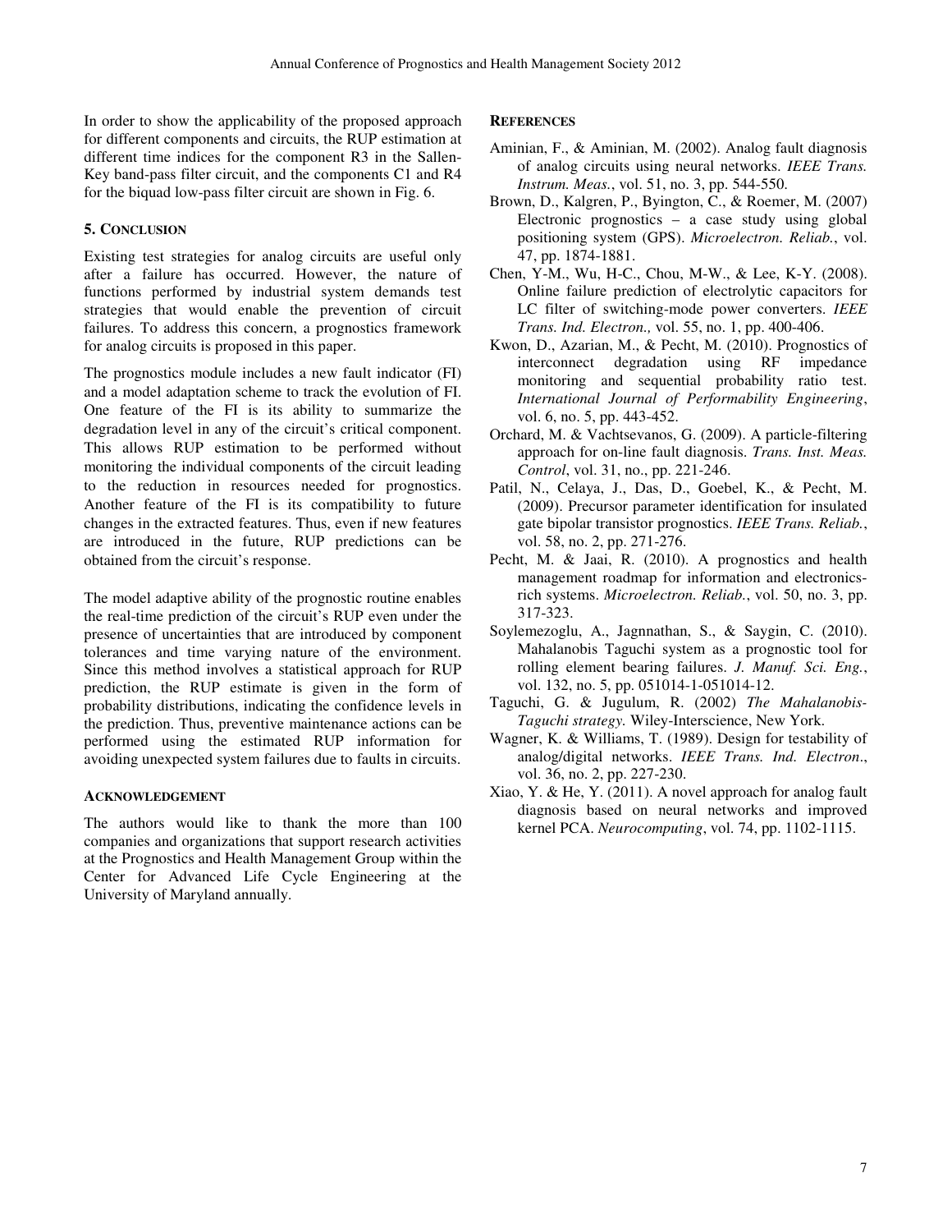In order to show the applicability of the proposed approach for different components and circuits, the RUP estimation at different time indices for the component R3 in the Sallen-Key band-pass filter circuit, and the components C1 and R4 for the biquad low-pass filter circuit are shown in Fig. 6.

## 5. Conclusion

Existing test strategies for analog circuits are useful only after a failure has occurred. However, the nature of functions performed by industrial system demands test strategies that would enable the prevention of circuit failures. To address this concern, a prognostics framework for analog circuits is proposed in this paper.

The prognostics module includes a new fault indicator (FI) and a model adaptation scheme to track the evolution of FI. One feature of the FI is its ability to summarize the degradation level in any of the circuit's critical component. This allows RUP estimation to be performed without monitoring the individual components of the circuit leading to the reduction in resources needed for prognostics. Another feature of the FI is its compatibility to future changes in the extracted features. Thus, even if new features are introduced in the future, RUP predictions can be obtained from the circuit's response.

The model adaptive ability of the prognostic routine enables the real-time prediction of the circuit's RUP even under the presence of uncertainties that are introduced by component tolerances and time varying nature of the environment. Since this method involves a statistical approach for RUP prediction, the RUP estimate is given in the form of probability distributions, indicating the confidence levels in the prediction. Thus, preventive maintenance actions can be performed using the estimated RUP information for avoiding unexpected system failures due to faults in circuits.

### Acknowledgement

The authors would like to thank the more than 100 companies and organizations that support research activities at the Prognostics and Health Management Group within the Center for Advanced Life Cycle Engineering at the University of Maryland annually.

### References

Aminian, F., & Aminian, M. (2002). Analog fault diagnosis of analog circuits using neural networks. *IEEE Trans. Instrum. Meas.*, vol. 51, no. 3, pp. 544-550.

Brown, D., Kalgren, P., Byington, C., & Roemer, M. (2007) Electronic prognostics – a case study using global positioning system (GPS). *Microelectron. Reliab.*, vol. 47, pp. 1874-1881.

Chen, Y-M., Wu, H-C., Chou, M-W., & Lee, K-Y. (2008). Online failure prediction of electrolytic capacitors for LC filter of switching-mode power converters. *IEEE Trans. Ind. Electron.,* vol. 55, no. 1, pp. 400-406.

Kwon, D., Azarian, M., & Pecht, M. (2010). Prognostics of interconnect degradation using RF impedance monitoring and sequential probability ratio test. *International Journal of Performability Engineering*, vol. 6, no. 5, pp. 443-452.

Orchard, M. & Vachtsevanos, G. (2009). A particle-filtering approach for on-line fault diagnosis. *Trans. Inst. Meas. Control*, vol. 31, no., pp. 221-246.

Patil, N., Celaya, J., Das, D., Goebel, K., & Pecht, M. (2009). Precursor parameter identification for insulated gate bipolar transistor prognostics. *IEEE Trans. Reliab.*, vol. 58, no. 2, pp. 271-276.

Pecht, M. & Jaai, R. (2010). A prognostics and health management roadmap for information and electronics-rich systems. *Microelectron. Reliab.*, vol. 50, no. 3, pp. 317-323.

Soylemezoglu, A., Jagnnathan, S., & Saygin, C. (2010). Mahalanobis Taguchi system as a prognostic tool for rolling element bearing failures. *J. Manuf. Sci. Eng.*, vol. 132, no. 5, pp. 051014-1-051014-12.

Taguchi, G. & Jugulum, R. (2002) *The Mahalanobis-Taguchi strategy.* Wiley-Interscience, New York.

Wagner, K. & Williams, T. (1989). Design for testability of analog/digital networks. *IEEE Trans. Ind. Electron*., vol. 36, no. 2, pp. 227-230.

Xiao, Y. & He, Y. (2011). A novel approach for analog fault diagnosis based on neural networks and improved kernel PCA. *Neurocomputing*, vol. 74, pp. 1102-1115.